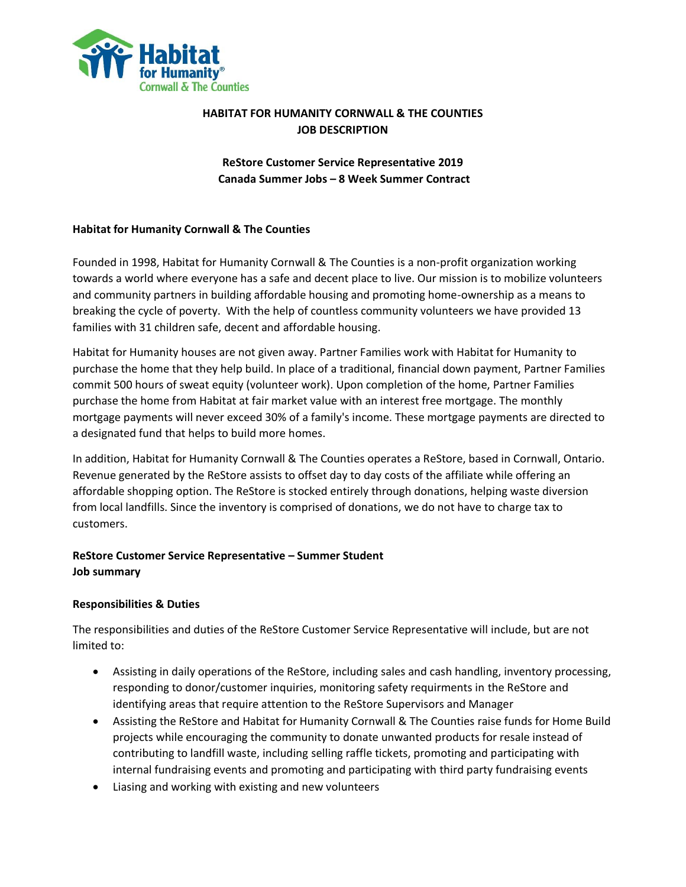# HABITAT FOR HUMANITY CORNWALL & THE COUNTIES
# JOB DESCRIPTION

## ReStore Customer Service Representative 2019
## Canada Summer Jobs – 8 Week Summer Contract

### Habitat for Humanity Cornwall & The Counties

Founded in 1998, Habitat for Humanity Cornwall & The Counties is a non-profit organization working towards a world where everyone has a safe and decent place to live. Our mission is to mobilize volunteers and community partners in building affordable housing and promoting home-ownership as a means to breaking the cycle of poverty. With the help of countless community volunteers we have provided 13 families with 31 children safe, decent and affordable housing.

Habitat for Humanity houses are not given away. Partner Families work with Habitat for Humanity to purchase the home that they help build. In place of a traditional, financial down payment, Partner Families commit 500 hours of sweat equity (volunteer work). Upon completion of the home, Partner Families purchase the home from Habitat at fair market value with an interest free mortgage. The monthly mortgage payments will never exceed 30% of a family's income. These mortgage payments are directed to a designated fund that helps to build more homes.

In addition, Habitat for Humanity Cornwall & The Counties operates a ReStore, based in Cornwall, Ontario. Revenue generated by the ReStore assists to offset day to day costs of the affiliate while offering an affordable shopping option. The ReStore is stocked entirely through donations, helping waste diversion from local landfills. Since the inventory is comprised of donations, we do not have to charge tax to customers.

### ReStore Customer Service Representative – Summer Student
### Job summary

### Responsibilities & Duties

The responsibilities and duties of the ReStore Customer Service Representative will include, but are not limited to:

- Assisting in daily operations of the ReStore, including sales and cash handling, inventory processing, responding to donor/customer inquiries, monitoring safety requirments in the ReStore and identifying areas that require attention to the ReStore Supervisors and Manager
- Assisting the ReStore and Habitat for Humanity Cornwall & The Counties raise funds for Home Build projects while encouraging the community to donate unwanted products for resale instead of contributing to landfill waste, including selling raffle tickets, promoting and participating with internal fundraising events and promoting and participating with third party fundraising events
- Liasing and working with existing and new volunteers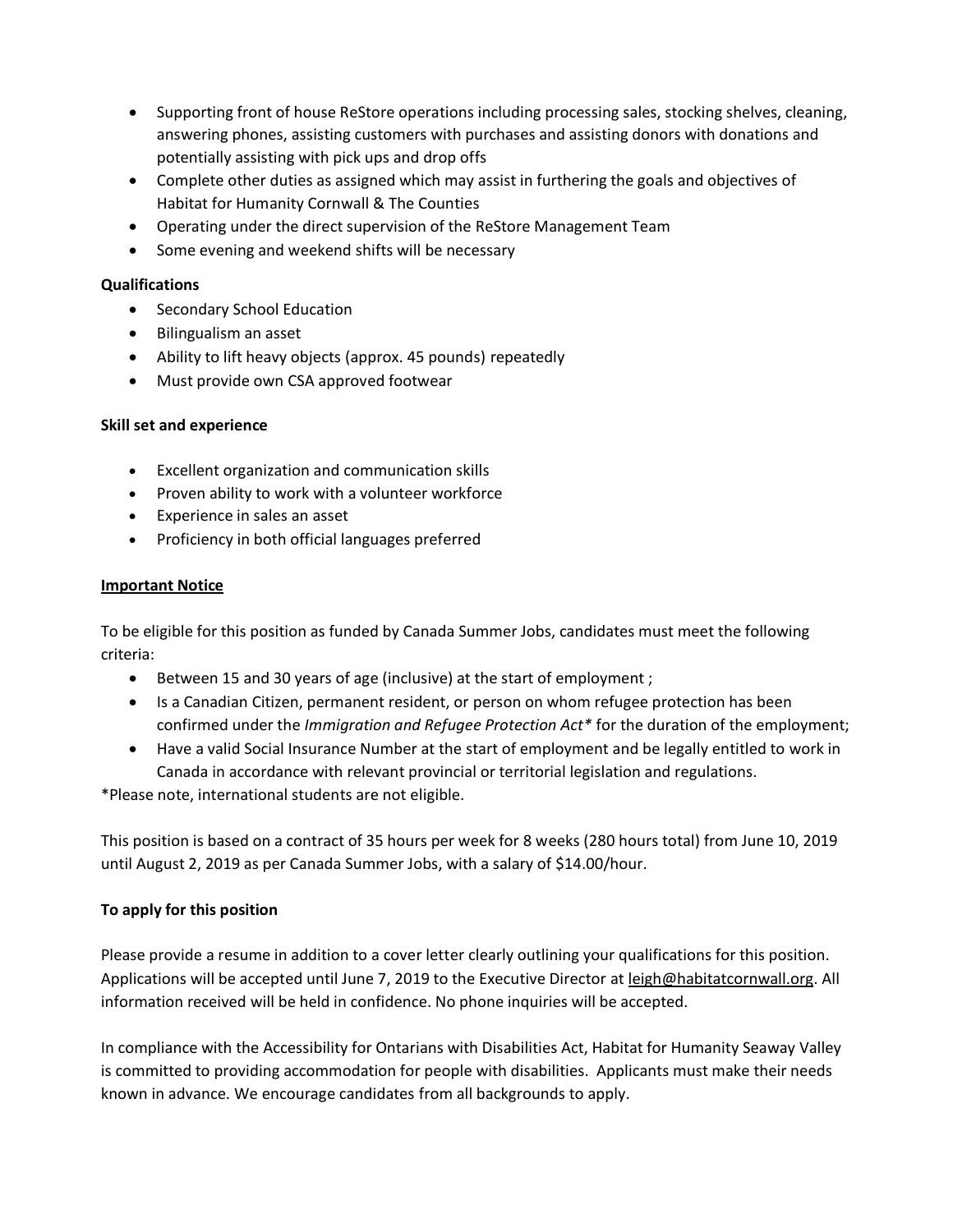- Supporting front of house ReStore operations including processing sales, stocking shelves, cleaning, answering phones, assisting customers with purchases and assisting donors with donations and potentially assisting with pick ups and drop offs
- Complete other duties as assigned which may assist in furthering the goals and objectives of Habitat for Humanity Cornwall & The Counties
- Operating under the direct supervision of the ReStore Management Team
- Some evening and weekend shifts will be necessary

**Qualifications**

- Secondary School Education
- Bilingualism an asset
- Ability to lift heavy objects (approx. 45 pounds) repeatedly
- Must provide own CSA approved footwear

**Skill set and experience**

- Excellent organization and communication skills
- Proven ability to work with a volunteer workforce
- Experience in sales an asset
- Proficiency in both official languages preferred

**Important Notice**

To be eligible for this position as funded by Canada Summer Jobs, candidates must meet the following criteria:

- Between 15 and 30 years of age (inclusive) at the start of employment ;
- Is a Canadian Citizen, permanent resident, or person on whom refugee protection has been confirmed under the *Immigration and Refugee Protection Act** for the duration of the employment;
- Have a valid Social Insurance Number at the start of employment and be legally entitled to work in Canada in accordance with relevant provincial or territorial legislation and regulations.

*Please note, international students are not eligible.

This position is based on a contract of 35 hours per week for 8 weeks (280 hours total) from June 10, 2019 until August 2, 2019 as per Canada Summer Jobs, with a salary of $14.00/hour.

**To apply for this position**

Please provide a resume in addition to a cover letter clearly outlining your qualifications for this position. Applications will be accepted until June 7, 2019 to the Executive Director at leigh@habitatcornwall.org. All information received will be held in confidence. No phone inquiries will be accepted.

In compliance with the Accessibility for Ontarians with Disabilities Act, Habitat for Humanity Seaway Valley is committed to providing accommodation for people with disabilities. Applicants must make their needs known in advance. We encourage candidates from all backgrounds to apply.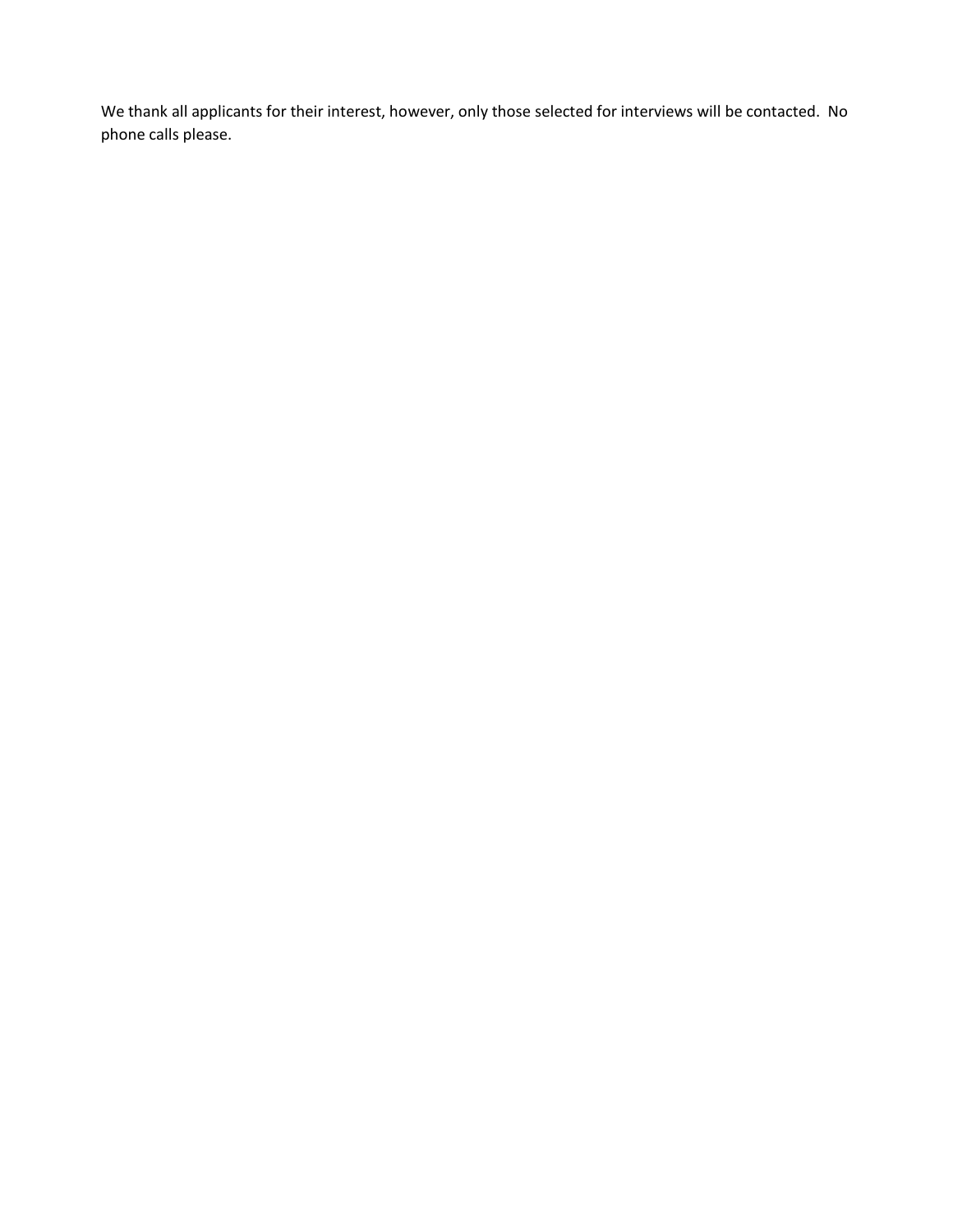We thank all applicants for their interest, however, only those selected for interviews will be contacted.  No phone calls please.